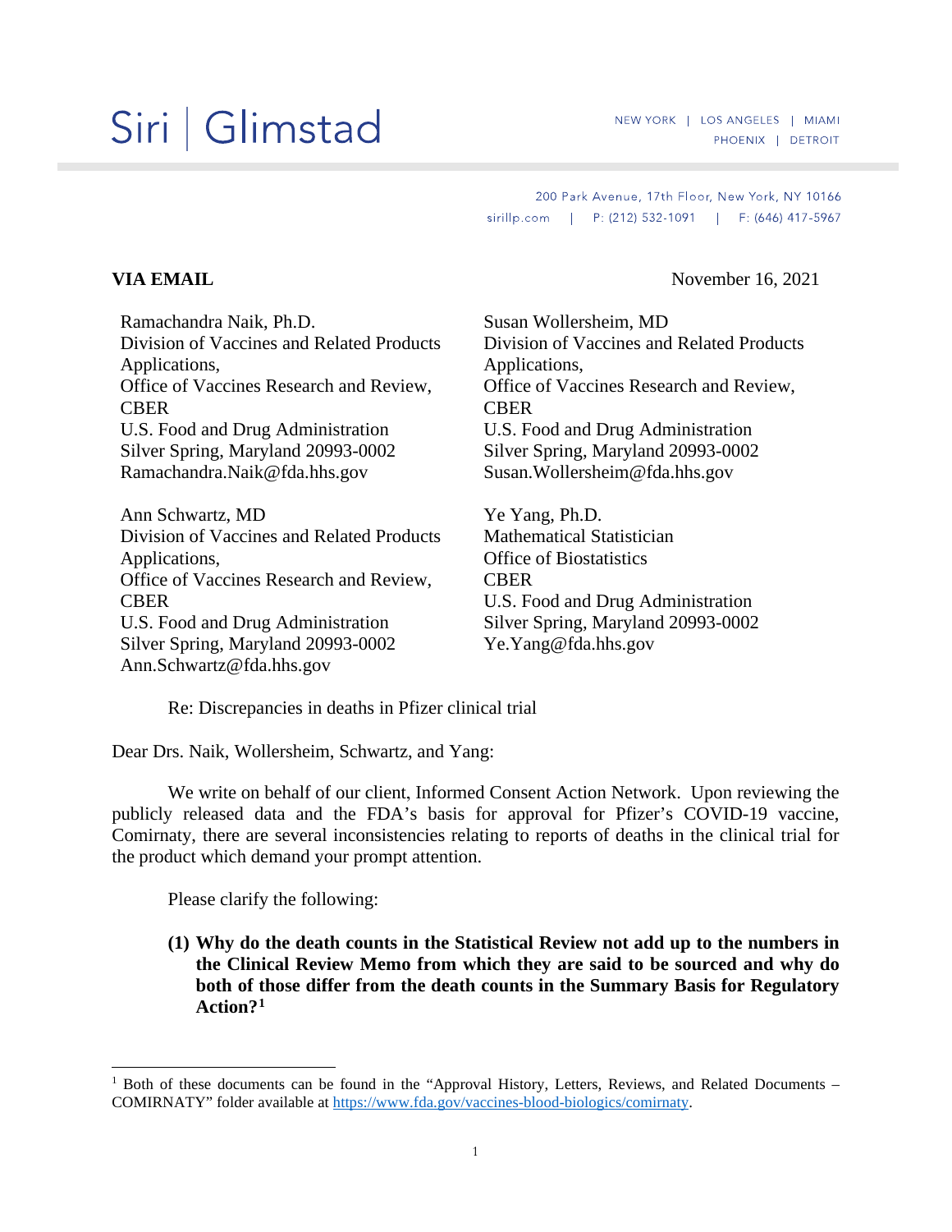# Siri | Glimstad

NEW YORK | LOS ANGELES | MIAMI
PHOENIX | DETROIT

200 Park Avenue, 17th Floor, New York, NY 10166
sirillp.com | P: (212) 532-1091 | F: (646) 417-5967

**VIA EMAIL**

November 16, 2021

Ramachandra Naik, Ph.D.
Division of Vaccines and Related Products Applications,
Office of Vaccines Research and Review, CBER
U.S. Food and Drug Administration
Silver Spring, Maryland 20993-0002
Ramachandra.Naik@fda.hhs.gov

Susan Wollersheim, MD
Division of Vaccines and Related Products Applications,
Office of Vaccines Research and Review, CBER
U.S. Food and Drug Administration
Silver Spring, Maryland 20993-0002
Susan.Wollersheim@fda.hhs.gov

Ann Schwartz, MD
Division of Vaccines and Related Products Applications,
Office of Vaccines Research and Review, CBER
U.S. Food and Drug Administration
Silver Spring, Maryland 20993-0002
Ann.Schwartz@fda.hhs.gov

Ye Yang, Ph.D.
Mathematical Statistician
Office of Biostatistics
CBER
U.S. Food and Drug Administration
Silver Spring, Maryland 20993-0002
Ye.Yang@fda.hhs.gov

Re: Discrepancies in deaths in Pfizer clinical trial

Dear Drs. Naik, Wollersheim, Schwartz, and Yang:

We write on behalf of our client, Informed Consent Action Network. Upon reviewing the publicly released data and the FDA's basis for approval for Pfizer's COVID-19 vaccine, Comirnaty, there are several inconsistencies relating to reports of deaths in the clinical trial for the product which demand your prompt attention.

Please clarify the following:

**(1) Why do the death counts in the Statistical Review not add up to the numbers in the Clinical Review Memo from which they are said to be sourced and why do both of those differ from the death counts in the Summary Basis for Regulatory Action?[1]**

[1] Both of these documents can be found in the "Approval History, Letters, Reviews, and Related Documents – COMIRNATY" folder available at https://www.fda.gov/vaccines-blood-biologics/comirnaty.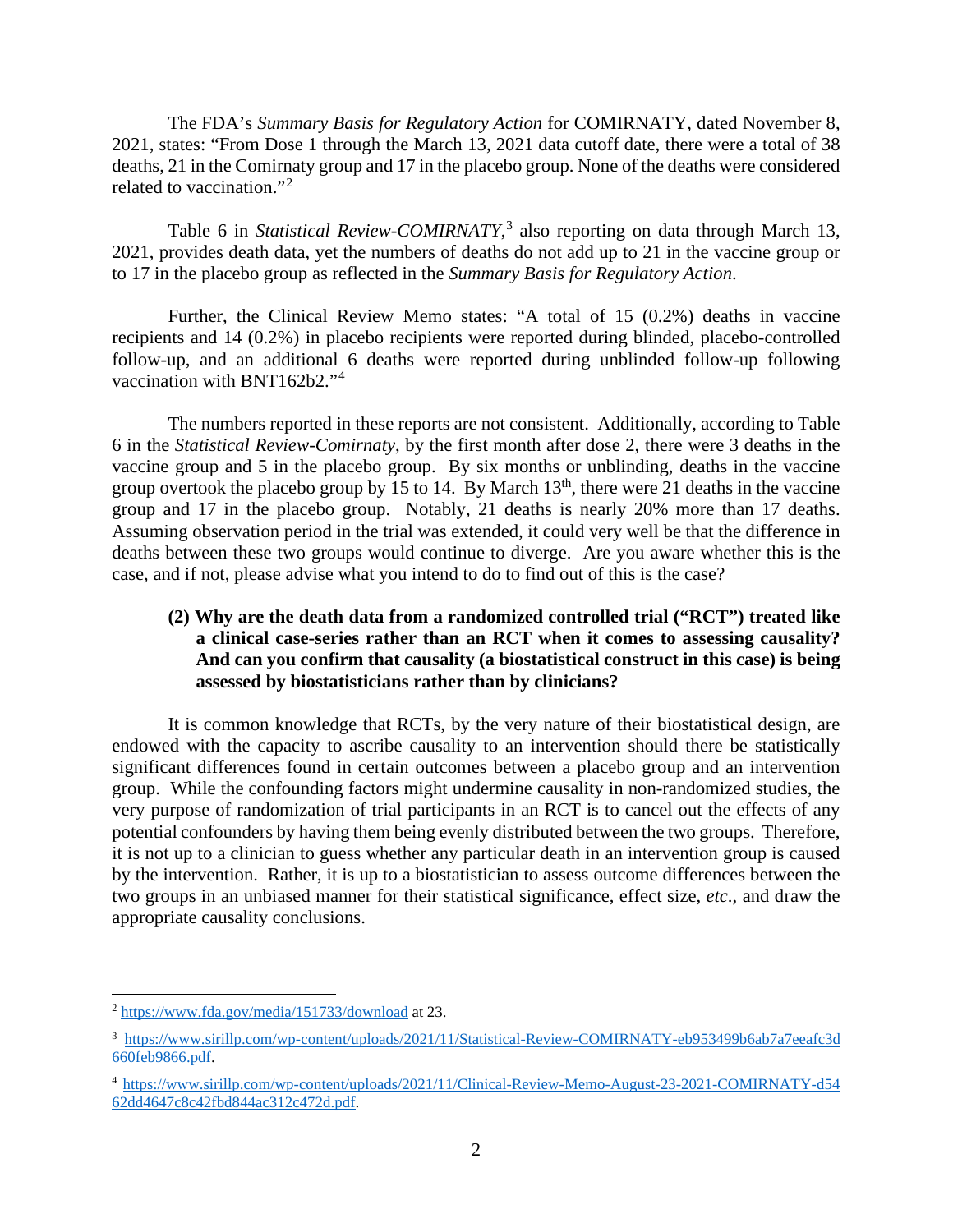The FDA's *Summary Basis for Regulatory Action* for COMIRNATY, dated November 8, 2021, states: "From Dose 1 through the March 13, 2021 data cutoff date, there were a total of 38 deaths, 21 in the Comirnaty group and 17 in the placebo group. None of the deaths were considered related to vaccination."[2]

Table 6 in *Statistical Review-COMIRNATY*,[3] also reporting on data through March 13, 2021, provides death data, yet the numbers of deaths do not add up to 21 in the vaccine group or to 17 in the placebo group as reflected in the *Summary Basis for Regulatory Action*.

Further, the Clinical Review Memo states: "A total of 15 (0.2%) deaths in vaccine recipients and 14 (0.2%) in placebo recipients were reported during blinded, placebo-controlled follow-up, and an additional 6 deaths were reported during unblinded follow-up following vaccination with BNT162b2."[4]

The numbers reported in these reports are not consistent. Additionally, according to Table 6 in the *Statistical Review-Comirnaty*, by the first month after dose 2, there were 3 deaths in the vaccine group and 5 in the placebo group. By six months or unblinding, deaths in the vaccine group overtook the placebo group by 15 to 14. By March 13th, there were 21 deaths in the vaccine group and 17 in the placebo group. Notably, 21 deaths is nearly 20% more than 17 deaths. Assuming observation period in the trial was extended, it could very well be that the difference in deaths between these two groups would continue to diverge. Are you aware whether this is the case, and if not, please advise what you intend to do to find out of this is the case?

**(2) Why are the death data from a randomized controlled trial ("RCT") treated like a clinical case-series rather than an RCT when it comes to assessing causality? And can you confirm that causality (a biostatistical construct in this case) is being assessed by biostatisticians rather than by clinicians?**

It is common knowledge that RCTs, by the very nature of their biostatistical design, are endowed with the capacity to ascribe causality to an intervention should there be statistically significant differences found in certain outcomes between a placebo group and an intervention group. While the confounding factors might undermine causality in non-randomized studies, the very purpose of randomization of trial participants in an RCT is to cancel out the effects of any potential confounders by having them being evenly distributed between the two groups. Therefore, it is not up to a clinician to guess whether any particular death in an intervention group is caused by the intervention. Rather, it is up to a biostatistician to assess outcome differences between the two groups in an unbiased manner for their statistical significance, effect size, *etc*., and draw the appropriate causality conclusions.

---

[2] https://www.fda.gov/media/151733/download at 23.

[3] https://www.sirillp.com/wp-content/uploads/2021/11/Statistical-Review-COMIRNATY-eb953499b6ab7a7eeafc3d660feb9866.pdf.

[4] https://www.sirillp.com/wp-content/uploads/2021/11/Clinical-Review-Memo-August-23-2021-COMIRNATY-d5462dd4647c8c42fbd844ac312c472d.pdf.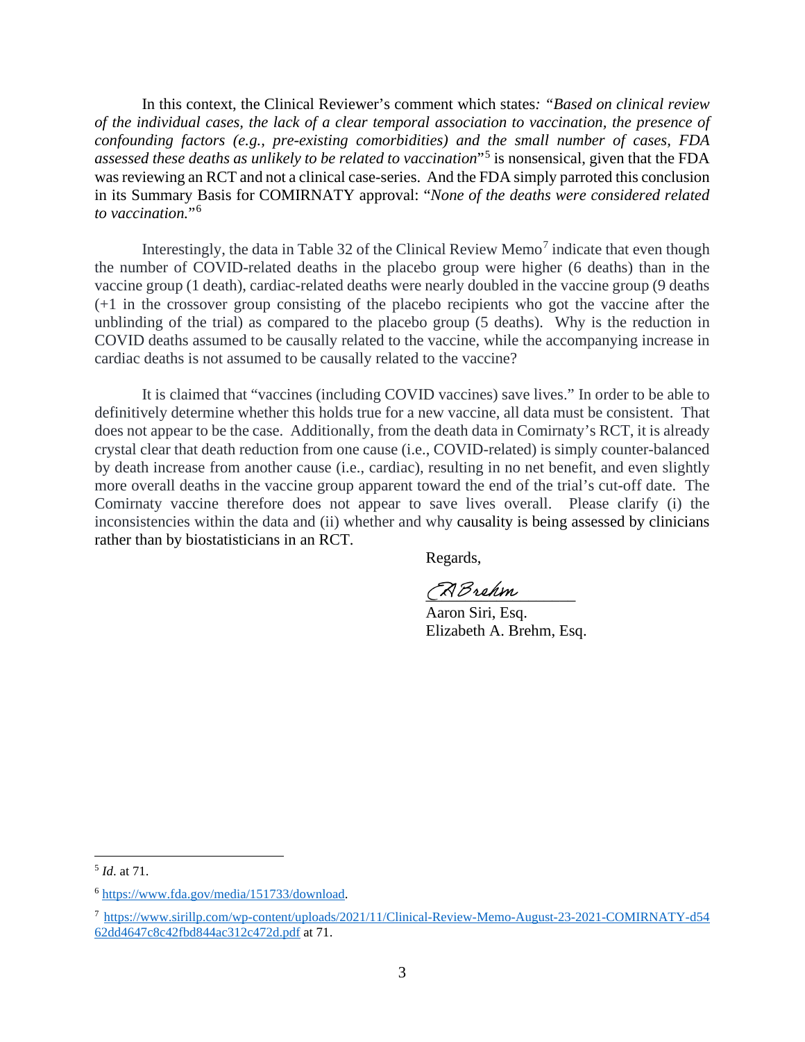In this context, the Clinical Reviewer's comment which states*: "Based on clinical review of the individual cases, the lack of a clear temporal association to vaccination, the presence of confounding factors (e.g., pre-existing comorbidities) and the small number of cases, FDA assessed these deaths as unlikely to be related to vaccination*"[5] is nonsensical, given that the FDA was reviewing an RCT and not a clinical case-series. And the FDA simply parroted this conclusion in its Summary Basis for COMIRNATY approval: "*None of the deaths were considered related to vaccination.*"[6]

Interestingly, the data in Table 32 of the Clinical Review Memo[7] indicate that even though the number of COVID-related deaths in the placebo group were higher (6 deaths) than in the vaccine group (1 death), cardiac-related deaths were nearly doubled in the vaccine group (9 deaths (+1 in the crossover group consisting of the placebo recipients who got the vaccine after the unblinding of the trial) as compared to the placebo group (5 deaths). Why is the reduction in COVID deaths assumed to be causally related to the vaccine, while the accompanying increase in cardiac deaths is not assumed to be causally related to the vaccine?

It is claimed that "vaccines (including COVID vaccines) save lives." In order to be able to definitively determine whether this holds true for a new vaccine, all data must be consistent. That does not appear to be the case. Additionally, from the death data in Comirnaty's RCT, it is already crystal clear that death reduction from one cause (i.e., COVID-related) is simply counter-balanced by death increase from another cause (i.e., cardiac), resulting in no net benefit, and even slightly more overall deaths in the vaccine group apparent toward the end of the trial's cut-off date. The Comirnaty vaccine therefore does not appear to save lives overall. Please clarify (i) the inconsistencies within the data and (ii) whether and why causality is being assessed by clinicians rather than by biostatisticians in an RCT.

Regards,

EA Brehm

Aaron Siri, Esq.
Elizabeth A. Brehm, Esq.

---

[5] *Id*. at 71.

[6] https://www.fda.gov/media/151733/download.

[7] https://www.sirillp.com/wp-content/uploads/2021/11/Clinical-Review-Memo-August-23-2021-COMIRNATY-d5462dd4647c8c42fbd844ac312c472d.pdf at 71.